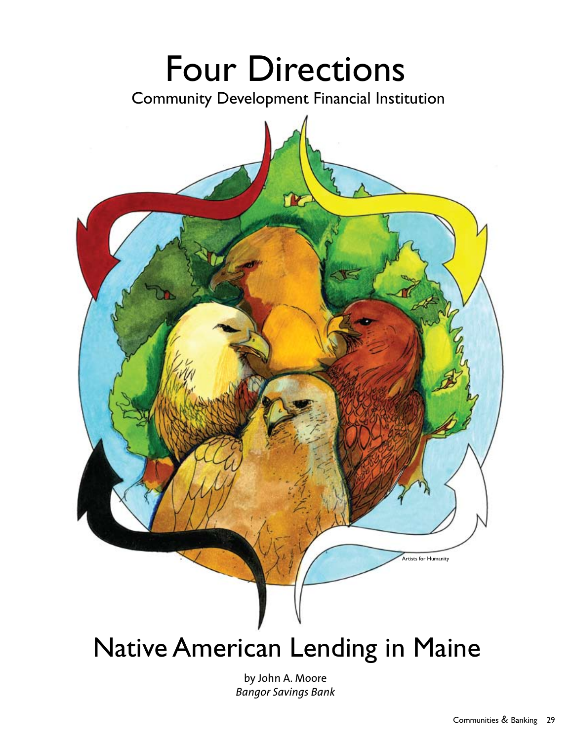# Four Directions

## Community Development Financial Institution

Artists for Humanity

# Native American Lending in Maine

by John A. Moore
*Bangor Savings Bank*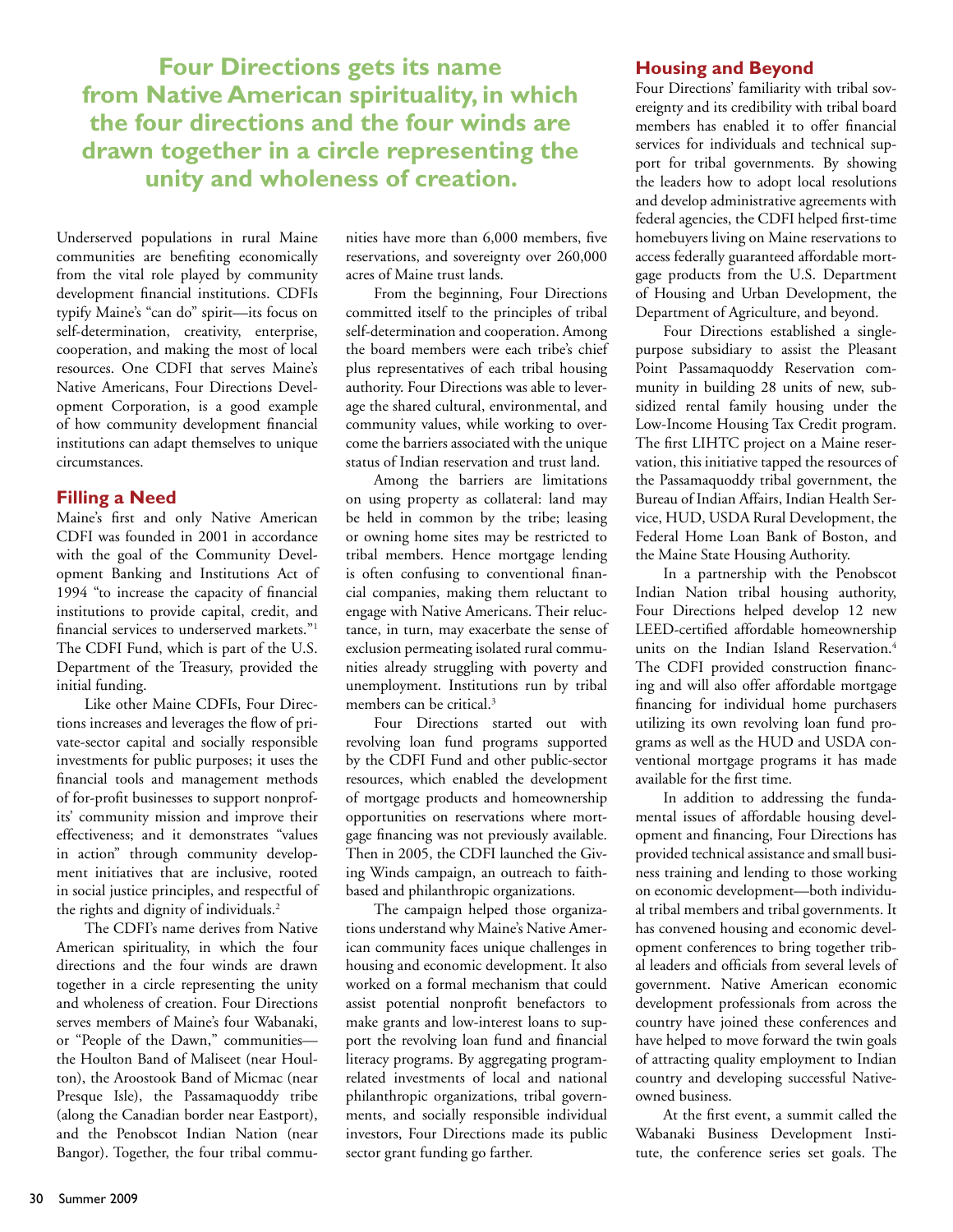**Four Directions gets its name from Native American spirituality, in which the four directions and the four winds are drawn together in a circle representing the unity and wholeness of creation.**

Underserved populations in rural Maine communities are benefiting economically from the vital role played by community development financial institutions. CDFIs typify Maine's "can do" spirit—its focus on self-determination, creativity, enterprise, cooperation, and making the most of local resources. One CDFI that serves Maine's Native Americans, Four Directions Development Corporation, is a good example of how community development financial institutions can adapt themselves to unique circumstances.

## Filling a Need

Maine's first and only Native American CDFI was founded in 2001 in accordance with the goal of the Community Development Banking and Institutions Act of 1994 "to increase the capacity of financial institutions to provide capital, credit, and financial services to underserved markets."[1] The CDFI Fund, which is part of the U.S. Department of the Treasury, provided the initial funding.

Like other Maine CDFIs, Four Directions increases and leverages the flow of private-sector capital and socially responsible investments for public purposes; it uses the financial tools and management methods of for-profit businesses to support nonprofits' community mission and improve their effectiveness; and it demonstrates "values in action" through community development initiatives that are inclusive, rooted in social justice principles, and respectful of the rights and dignity of individuals.[2]

The CDFI's name derives from Native American spirituality, in which the four directions and the four winds are drawn together in a circle representing the unity and wholeness of creation. Four Directions serves members of Maine's four Wabanaki, or "People of the Dawn," communities—the Houlton Band of Maliseet (near Houlton), the Aroostook Band of Micmac (near Presque Isle), the Passamaquoddy tribe (along the Canadian border near Eastport), and the Penobscot Indian Nation (near Bangor). Together, the four tribal communities have more than 6,000 members, five reservations, and sovereignty over 260,000 acres of Maine trust lands.

From the beginning, Four Directions committed itself to the principles of tribal self-determination and cooperation. Among the board members were each tribe's chief plus representatives of each tribal housing authority. Four Directions was able to leverage the shared cultural, environmental, and community values, while working to overcome the barriers associated with the unique status of Indian reservation and trust land.

Among the barriers are limitations on using property as collateral: land may be held in common by the tribe; leasing or owning home sites may be restricted to tribal members. Hence mortgage lending is often confusing to conventional financial companies, making them reluctant to engage with Native Americans. Their reluctance, in turn, may exacerbate the sense of exclusion permeating isolated rural communities already struggling with poverty and unemployment. Institutions run by tribal members can be critical.[3]

Four Directions started out with revolving loan fund programs supported by the CDFI Fund and other public-sector resources, which enabled the development of mortgage products and homeownership opportunities on reservations where mortgage financing was not previously available. Then in 2005, the CDFI launched the Giving Winds campaign, an outreach to faith-based and philanthropic organizations.

The campaign helped those organizations understand why Maine's Native American community faces unique challenges in housing and economic development. It also worked on a formal mechanism that could assist potential nonprofit benefactors to make grants and low-interest loans to support the revolving loan fund and financial literacy programs. By aggregating program-related investments of local and national philanthropic organizations, tribal governments, and socially responsible individual investors, Four Directions made its public sector grant funding go farther.

## Housing and Beyond

Four Directions' familiarity with tribal sovereignty and its credibility with tribal board members has enabled it to offer financial services for individuals and technical support for tribal governments. By showing the leaders how to adopt local resolutions and develop administrative agreements with federal agencies, the CDFI helped first-time homebuyers living on Maine reservations to access federally guaranteed affordable mortgage products from the U.S. Department of Housing and Urban Development, the Department of Agriculture, and beyond.

Four Directions established a single-purpose subsidiary to assist the Pleasant Point Passamaquoddy Reservation community in building 28 units of new, subsidized rental family housing under the Low-Income Housing Tax Credit program. The first LIHTC project on a Maine reservation, this initiative tapped the resources of the Passamaquoddy tribal government, the Bureau of Indian Affairs, Indian Health Service, HUD, USDA Rural Development, the Federal Home Loan Bank of Boston, and the Maine State Housing Authority.

In a partnership with the Penobscot Indian Nation tribal housing authority, Four Directions helped develop 12 new LEED-certified affordable homeownership units on the Indian Island Reservation.[4] The CDFI provided construction financing and will also offer affordable mortgage financing for individual home purchasers utilizing its own revolving loan fund programs as well as the HUD and USDA conventional mortgage programs it has made available for the first time.

In addition to addressing the fundamental issues of affordable housing development and financing, Four Directions has provided technical assistance and small business training and lending to those working on economic development—both individual tribal members and tribal governments. It has convened housing and economic development conferences to bring together tribal leaders and officials from several levels of government. Native American economic development professionals from across the country have joined these conferences and have helped to move forward the twin goals of attracting quality employment to Indian country and developing successful Native-owned business.

At the first event, a summit called the Wabanaki Business Development Institute, the conference series set goals. The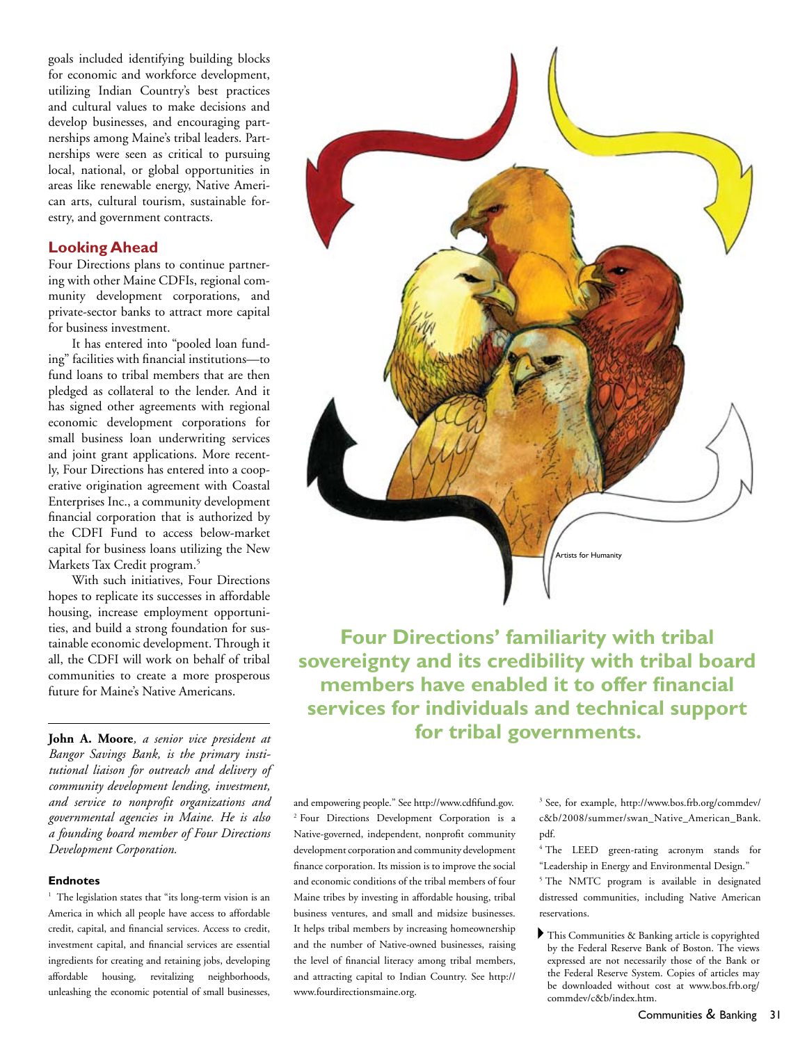goals included identifying building blocks for economic and workforce development, utilizing Indian Country's best practices and cultural values to make decisions and develop businesses, and encouraging partnerships among Maine's tribal leaders. Partnerships were seen as critical to pursuing local, national, or global opportunities in areas like renewable energy, Native American arts, cultural tourism, sustainable forestry, and government contracts.

## Looking Ahead

Four Directions plans to continue partnering with other Maine CDFIs, regional community development corporations, and private-sector banks to attract more capital for business investment.

It has entered into "pooled loan funding" facilities with financial institutions—to fund loans to tribal members that are then pledged as collateral to the lender. And it has signed other agreements with regional economic development corporations for small business loan underwriting services and joint grant applications. More recently, Four Directions has entered into a cooperative origination agreement with Coastal Enterprises Inc., a community development financial corporation that is authorized by the CDFI Fund to access below-market capital for business loans utilizing the New Markets Tax Credit program.[5]

With such initiatives, Four Directions hopes to replicate its successes in affordable housing, increase employment opportunities, and build a strong foundation for sustainable economic development. Through it all, the CDFI will work on behalf of tribal communities to create a more prosperous future for Maine's Native Americans.

Artists for Humanity

**Four Directions' familiarity with tribal sovereignty and its credibility with tribal board members have enabled it to offer financial services for individuals and technical support for tribal governments.**

---

**John A. Moore**, *a senior vice president at Bangor Savings Bank, is the primary institutional liaison for outreach and delivery of community development lending, investment, and service to nonprofit organizations and governmental agencies in Maine. He is also a founding board member of Four Directions Development Corporation.*

### Endnotes

[1] The legislation states that "its long-term vision is an America in which all people have access to affordable credit, capital, and financial services. Access to credit, investment capital, and financial services are essential ingredients for creating and retaining jobs, developing affordable housing, revitalizing neighborhoods, unleashing the economic potential of small businesses, and empowering people." See http://www.cdfifund.gov.

[2] Four Directions Development Corporation is a Native-governed, independent, nonprofit community development corporation and community development finance corporation. Its mission is to improve the social and economic conditions of the tribal members of four Maine tribes by investing in affordable housing, tribal business ventures, and small and midsize businesses. It helps tribal members by increasing homeownership and the number of Native-owned businesses, raising the level of financial literacy among tribal members, and attracting capital to Indian Country. See http://www.fourdirectionsmaine.org.

[3] See, for example, http://www.bos.frb.org/commdev/c&b/2008/summer/swan_Native_American_Bank.pdf.

[4] The LEED green-rating acronym stands for "Leadership in Energy and Environmental Design."

[5] The NMTC program is available in designated distressed communities, including Native American reservations.

This Communities & Banking article is copyrighted by the Federal Reserve Bank of Boston. The views expressed are not necessarily those of the Bank or the Federal Reserve System. Copies of articles may be downloaded without cost at www.bos.frb.org/commdev/c&b/index.htm.